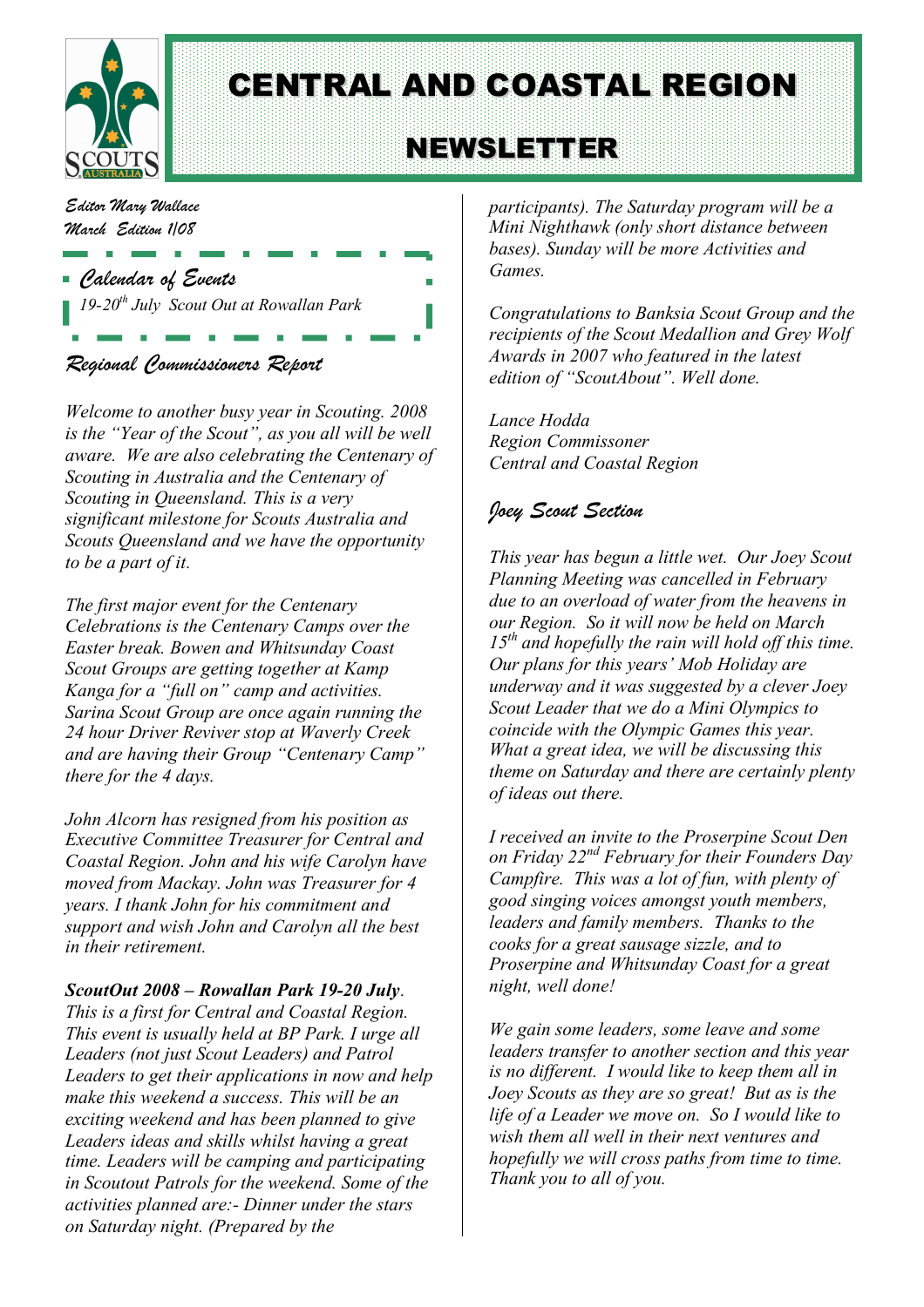# CENTRAL AND COASTAL REGION

# NEWSLETTER

*Editor Mary Wallace*
*March Edition 1/08*

## *Calendar of Events*

*19-20th July Scout Out at Rowallan Park*

## *Regional Commissioners Report*

*Welcome to another busy year in Scouting. 2008 is the "Year of the Scout", as you all will be well aware. We are also celebrating the Centenary of Scouting in Australia and the Centenary of Scouting in Queensland. This is a very significant milestone for Scouts Australia and Scouts Queensland and we have the opportunity to be a part of it.*

*The first major event for the Centenary Celebrations is the Centenary Camps over the Easter break. Bowen and Whitsunday Coast Scout Groups are getting together at Kamp Kanga for a "full on" camp and activities. Sarina Scout Group are once again running the 24 hour Driver Reviver stop at Waverly Creek and are having their Group "Centenary Camp" there for the 4 days.*

*John Alcorn has resigned from his position as Executive Committee Treasurer for Central and Coastal Region. John and his wife Carolyn have moved from Mackay. John was Treasurer for 4 years. I thank John for his commitment and support and wish John and Carolyn all the best in their retirement.*

***ScoutOut 2008 – Rowallan Park 19-20 July**.*
*This is a first for Central and Coastal Region. This event is usually held at BP Park. I urge all Leaders (not just Scout Leaders) and Patrol Leaders to get their applications in now and help make this weekend a success. This will be an exciting weekend and has been planned to give Leaders ideas and skills whilst having a great time. Leaders will be camping and participating in Scoutout Patrols for the weekend. Some of the activities planned are:- Dinner under the stars on Saturday night. (Prepared by the participants). The Saturday program will be a Mini Nighthawk (only short distance between bases). Sunday will be more Activities and Games.*

*Congratulations to Banksia Scout Group and the recipients of the Scout Medallion and Grey Wolf Awards in 2007 who featured in the latest edition of "ScoutAbout". Well done.*

*Lance Hodda*
*Region Commissoner*
*Central and Coastal Region*

## *Joey Scout Section*

*This year has begun a little wet. Our Joey Scout Planning Meeting was cancelled in February due to an overload of water from the heavens in our Region. So it will now be held on March 15th and hopefully the rain will hold off this time. Our plans for this years' Mob Holiday are underway and it was suggested by a clever Joey Scout Leader that we do a Mini Olympics to coincide with the Olympic Games this year. What a great idea, we will be discussing this theme on Saturday and there are certainly plenty of ideas out there.*

*I received an invite to the Proserpine Scout Den on Friday 22nd February for their Founders Day Campfire. This was a lot of fun, with plenty of good singing voices amongst youth members, leaders and family members. Thanks to the cooks for a great sausage sizzle, and to Proserpine and Whitsunday Coast for a great night, well done!*

*We gain some leaders, some leave and some leaders transfer to another section and this year is no different. I would like to keep them all in Joey Scouts as they are so great! But as is the life of a Leader we move on. So I would like to wish them all well in their next ventures and hopefully we will cross paths from time to time. Thank you to all of you.*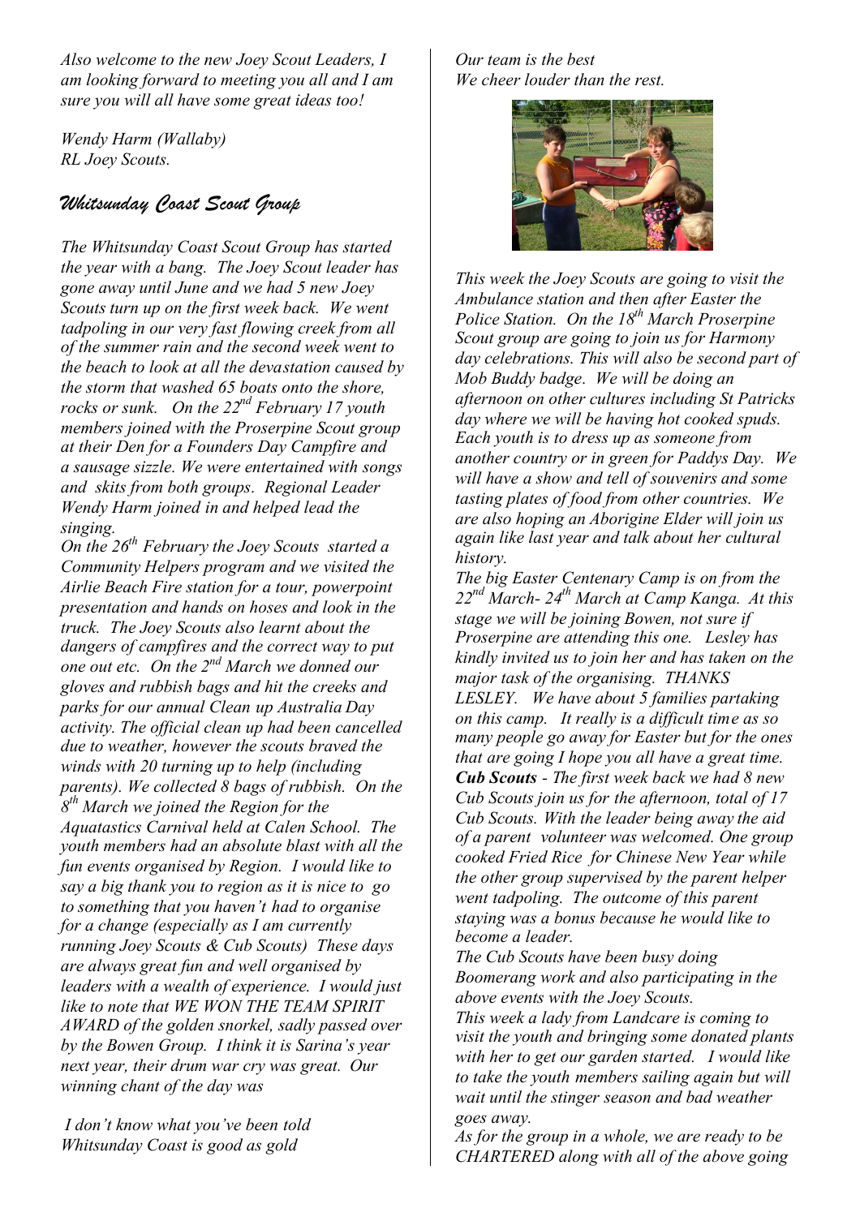*Also welcome to the new Joey Scout Leaders, I am looking forward to meeting you all and I am sure you will all have some great ideas too!*

*Wendy Harm (Wallaby)*
*RL Joey Scouts.*

## *Whitsunday Coast Scout Group*

*The Whitsunday Coast Scout Group has started the year with a bang. The Joey Scout leader has gone away until June and we had 5 new Joey Scouts turn up on the first week back. We went tadpoling in our very fast flowing creek from all of the summer rain and the second week went to the beach to look at all the devastation caused by the storm that washed 65 boats onto the shore, rocks or sunk. On the 22nd February 17 youth members joined with the Proserpine Scout group at their Den for a Founders Day Campfire and a sausage sizzle. We were entertained with songs and skits from both groups. Regional Leader Wendy Harm joined in and helped lead the singing.*

*On the 26th February the Joey Scouts started a Community Helpers program and we visited the Airlie Beach Fire station for a tour, powerpoint presentation and hands on hoses and look in the truck. The Joey Scouts also learnt about the dangers of campfires and the correct way to put one out etc. On the 2nd March we donned our gloves and rubbish bags and hit the creeks and parks for our annual Clean up Australia Day activity. The official clean up had been cancelled due to weather, however the scouts braved the winds with 20 turning up to help (including parents). We collected 8 bags of rubbish. On the 8th March we joined the Region for the Aquatastics Carnival held at Calen School. The youth members had an absolute blast with all the fun events organised by Region. I would like to say a big thank you to region as it is nice to go to something that you haven't had to organise for a change (especially as I am currently running Joey Scouts & Cub Scouts) These days are always great fun and well organised by leaders with a wealth of experience. I would just like to note that WE WON THE TEAM SPIRIT AWARD of the golden snorkel, sadly passed over by the Bowen Group. I think it is Sarina's year next year, their drum war cry was great. Our winning chant of the day was*

*I don't know what you've been told*
*Whitsunday Coast is good as gold*
*Our team is the best*
*We cheer louder than the rest.*

*This week the Joey Scouts are going to visit the Ambulance station and then after Easter the Police Station. On the 18th March Proserpine Scout group are going to join us for Harmony day celebrations. This will also be second part of Mob Buddy badge. We will be doing an afternoon on other cultures including St Patricks day where we will be having hot cooked spuds. Each youth is to dress up as someone from another country or in green for Paddys Day. We will have a show and tell of souvenirs and some tasting plates of food from other countries. We are also hoping an Aborigine Elder will join us again like last year and talk about her cultural history.*

*The big Easter Centenary Camp is on from the 22nd March- 24th March at Camp Kanga. At this stage we will be joining Bowen, not sure if Proserpine are attending this one. Lesley has kindly invited us to join her and has taken on the major task of the organising. THANKS LESLEY. We have about 5 families partaking on this camp. It really is a difficult time as so many people go away for Easter but for the ones that are going I hope you all have a great time.*

***Cub Scouts** - The first week back we had 8 new Cub Scouts join us for the afternoon, total of 17 Cub Scouts. With the leader being away the aid of a parent volunteer was welcomed. One group cooked Fried Rice for Chinese New Year while the other group supervised by the parent helper went tadpoling. The outcome of this parent staying was a bonus because he would like to become a leader.*

*The Cub Scouts have been busy doing Boomerang work and also participating in the above events with the Joey Scouts.*

*This week a lady from Landcare is coming to visit the youth and bringing some donated plants with her to get our garden started. I would like to take the youth members sailing again but will wait until the stinger season and bad weather goes away.*

*As for the group in a whole, we are ready to be CHARTERED along with all of the above going*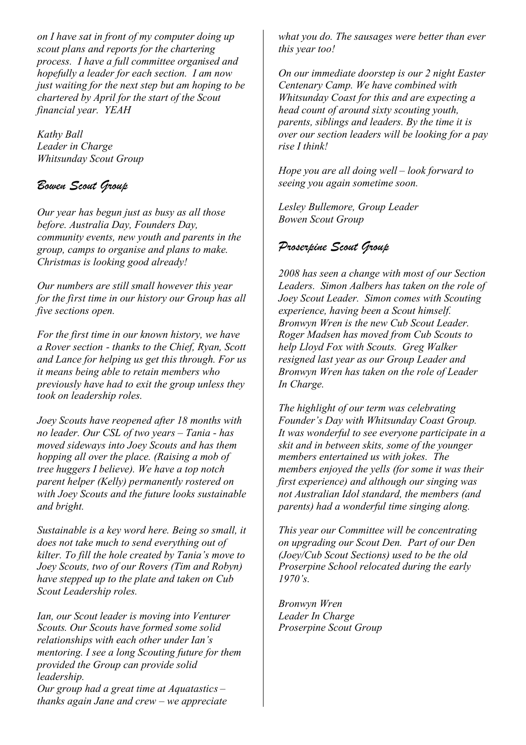*on I have sat in front of my computer doing up scout plans and reports for the chartering process. I have a full committee organised and hopefully a leader for each section. I am now just waiting for the next step but am hoping to be chartered by April for the start of the Scout financial year. YEAH*

*Kathy Ball*
*Leader in Charge*
*Whitsunday Scout Group*

## *Bowen Scout Group*

*Our year has begun just as busy as all those before. Australia Day, Founders Day, community events, new youth and parents in the group, camps to organise and plans to make. Christmas is looking good already!*

*Our numbers are still small however this year for the first time in our history our Group has all five sections open.*

*For the first time in our known history, we have a Rover section - thanks to the Chief, Ryan, Scott and Lance for helping us get this through. For us it means being able to retain members who previously have had to exit the group unless they took on leadership roles.*

*Joey Scouts have reopened after 18 months with no leader. Our CSL of two years – Tania - has moved sideways into Joey Scouts and has them hopping all over the place. (Raising a mob of tree huggers I believe). We have a top notch parent helper (Kelly) permanently rostered on with Joey Scouts and the future looks sustainable and bright.*

*Sustainable is a key word here. Being so small, it does not take much to send everything out of kilter. To fill the hole created by Tania's move to Joey Scouts, two of our Rovers (Tim and Robyn) have stepped up to the plate and taken on Cub Scout Leadership roles.*

*Ian, our Scout leader is moving into Venturer Scouts. Our Scouts have formed some solid relationships with each other under Ian's mentoring. I see a long Scouting future for them provided the Group can provide solid leadership.*
*Our group had a great time at Aquatastics – thanks again Jane and crew – we appreciate what you do. The sausages were better than ever this year too!*

*On our immediate doorstep is our 2 night Easter Centenary Camp. We have combined with Whitsunday Coast for this and are expecting a head count of around sixty scouting youth, parents, siblings and leaders. By the time it is over our section leaders will be looking for a pay rise I think!*

*Hope you are all doing well – look forward to seeing you again sometime soon.*

*Lesley Bullemore, Group Leader*
*Bowen Scout Group*

## *Proserpine Scout Group*

*2008 has seen a change with most of our Section Leaders. Simon Aalbers has taken on the role of Joey Scout Leader. Simon comes with Scouting experience, having been a Scout himself. Bronwyn Wren is the new Cub Scout Leader. Roger Madsen has moved from Cub Scouts to help Lloyd Fox with Scouts. Greg Walker resigned last year as our Group Leader and Bronwyn Wren has taken on the role of Leader In Charge.*

*The highlight of our term was celebrating Founder's Day with Whitsunday Coast Group. It was wonderful to see everyone participate in a skit and in between skits, some of the younger members entertained us with jokes. The members enjoyed the yells (for some it was their first experience) and although our singing was not Australian Idol standard, the members (and parents) had a wonderful time singing along.*

*This year our Committee will be concentrating on upgrading our Scout Den. Part of our Den (Joey/Cub Scout Sections) used to be the old Proserpine School relocated during the early 1970's.*

*Bronwyn Wren*
*Leader In Charge*
*Proserpine Scout Group*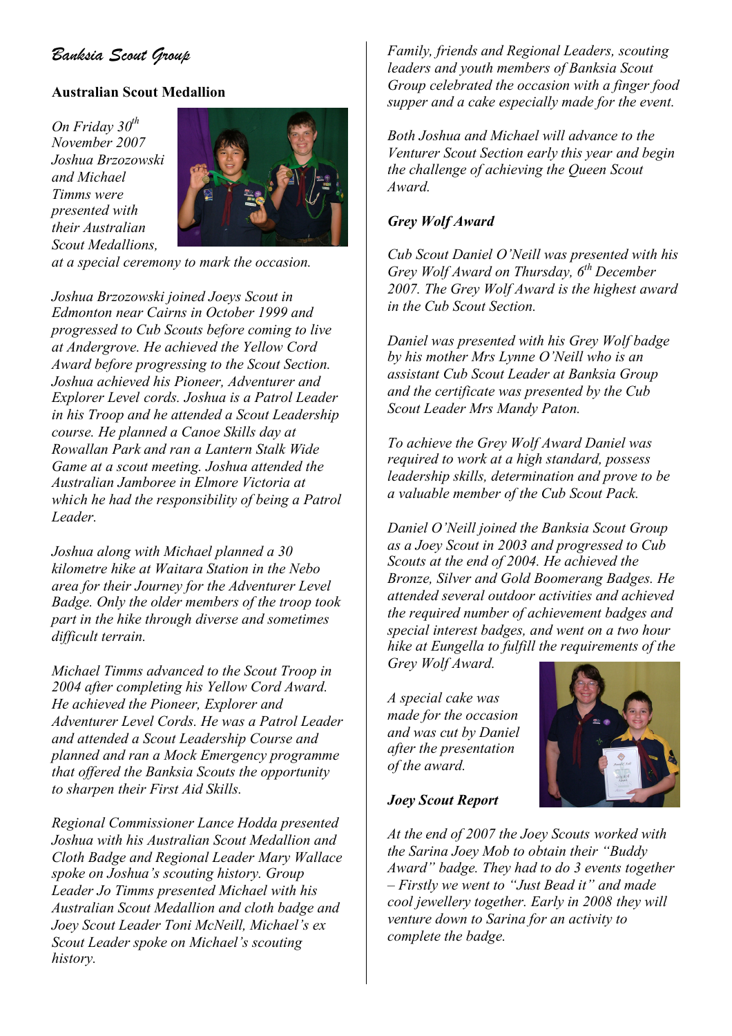# *Banksia Scout Group*

## Australian Scout Medallion

*On Friday 30th November 2007 Joshua Brzozowski and Michael Timms were presented with their Australian Scout Medallions, at a special ceremony to mark the occasion.*

*Joshua Brzozowski joined Joeys Scout in Edmonton near Cairns in October 1999 and progressed to Cub Scouts before coming to live at Andergrove. He achieved the Yellow Cord Award before progressing to the Scout Section. Joshua achieved his Pioneer, Adventurer and Explorer Level cords. Joshua is a Patrol Leader in his Troop and he attended a Scout Leadership course. He planned a Canoe Skills day at Rowallan Park and ran a Lantern Stalk Wide Game at a scout meeting. Joshua attended the Australian Jamboree in Elmore Victoria at which he had the responsibility of being a Patrol Leader.*

*Joshua along with Michael planned a 30 kilometre hike at Waitara Station in the Nebo area for their Journey for the Adventurer Level Badge. Only the older members of the troop took part in the hike through diverse and sometimes difficult terrain.*

*Michael Timms advanced to the Scout Troop in 2004 after completing his Yellow Cord Award. He achieved the Pioneer, Explorer and Adventurer Level Cords. He was a Patrol Leader and attended a Scout Leadership Course and planned and ran a Mock Emergency programme that offered the Banksia Scouts the opportunity to sharpen their First Aid Skills.*

*Regional Commissioner Lance Hodda presented Joshua with his Australian Scout Medallion and Cloth Badge and Regional Leader Mary Wallace spoke on Joshua's scouting history. Group Leader Jo Timms presented Michael with his Australian Scout Medallion and cloth badge and Joey Scout Leader Toni McNeill, Michael's ex Scout Leader spoke on Michael's scouting history.*

*Family, friends and Regional Leaders, scouting leaders and youth members of Banksia Scout Group celebrated the occasion with a finger food supper and a cake especially made for the event.*

*Both Joshua and Michael will advance to the Venturer Scout Section early this year and begin the challenge of achieving the Queen Scout Award.*

### ***Grey Wolf Award***

*Cub Scout Daniel O'Neill was presented with his Grey Wolf Award on Thursday, 6th December 2007. The Grey Wolf Award is the highest award in the Cub Scout Section.*

*Daniel was presented with his Grey Wolf badge by his mother Mrs Lynne O'Neill who is an assistant Cub Scout Leader at Banksia Group and the certificate was presented by the Cub Scout Leader Mrs Mandy Paton.*

*To achieve the Grey Wolf Award Daniel was required to work at a high standard, possess leadership skills, determination and prove to be a valuable member of the Cub Scout Pack.*

*Daniel O'Neill joined the Banksia Scout Group as a Joey Scout in 2003 and progressed to Cub Scouts at the end of 2004. He achieved the Bronze, Silver and Gold Boomerang Badges. He attended several outdoor activities and achieved the required number of achievement badges and special interest badges, and went on a two hour hike at Eungella to fulfill the requirements of the Grey Wolf Award.*

*A special cake was made for the occasion and was cut by Daniel after the presentation of the award.*

### ***Joey Scout Report***

*At the end of 2007 the Joey Scouts worked with the Sarina Joey Mob to obtain their "Buddy Award" badge. They had to do 3 events together – Firstly we went to "Just Bead it" and made cool jewellery together. Early in 2008 they will venture down to Sarina for an activity to complete the badge.*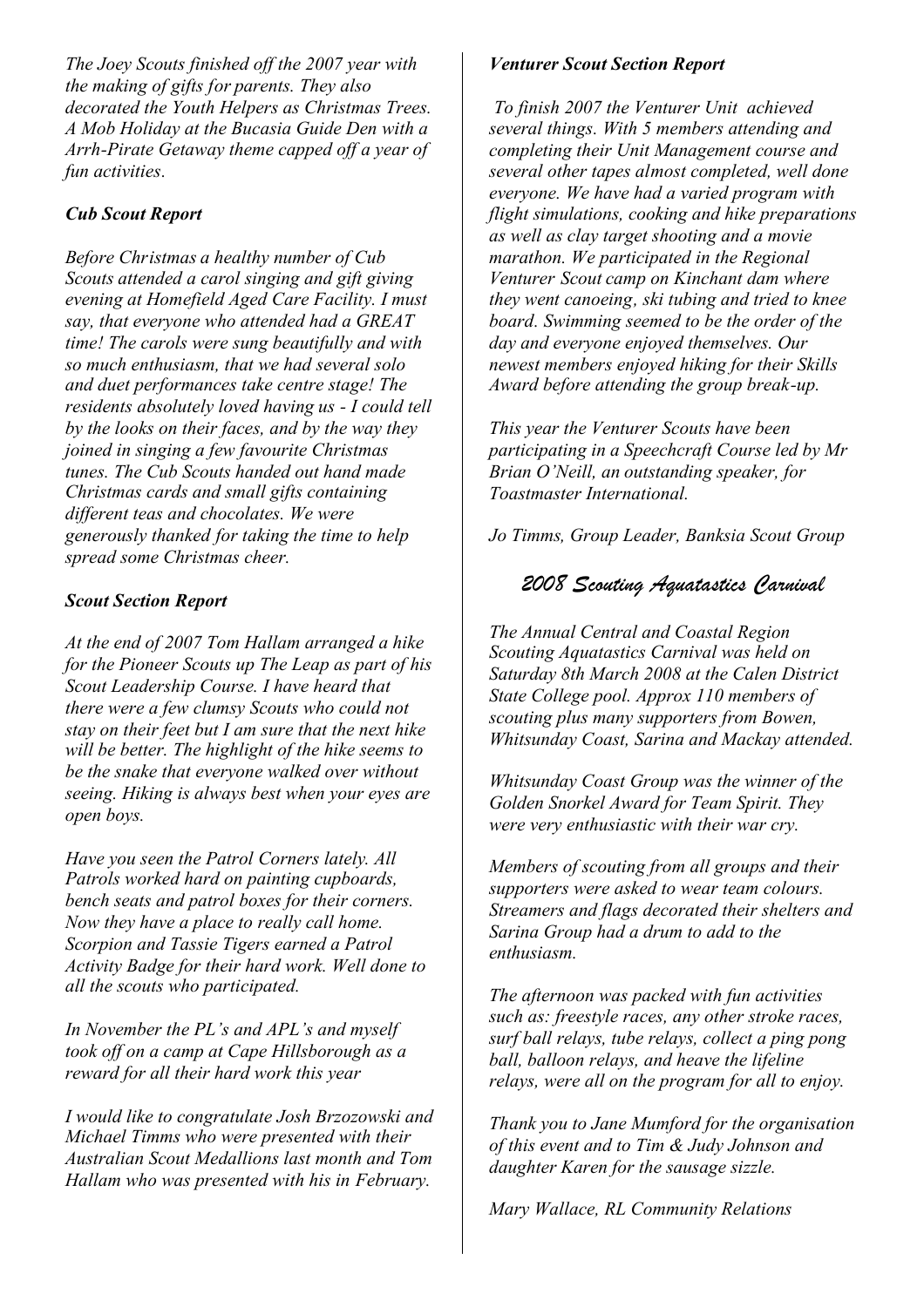*The Joey Scouts finished off the 2007 year with the making of gifts for parents. They also decorated the Youth Helpers as Christmas Trees. A Mob Holiday at the Bucasia Guide Den with a Arrh-Pirate Getaway theme capped off a year of fun activities.*

### *Cub Scout Report*

*Before Christmas a healthy number of Cub Scouts attended a carol singing and gift giving evening at Homefield Aged Care Facility. I must say, that everyone who attended had a GREAT time! The carols were sung beautifully and with so much enthusiasm, that we had several solo and duet performances take centre stage! The residents absolutely loved having us - I could tell by the looks on their faces, and by the way they joined in singing a few favourite Christmas tunes. The Cub Scouts handed out hand made Christmas cards and small gifts containing different teas and chocolates. We were generously thanked for taking the time to help spread some Christmas cheer.*

### *Scout Section Report*

*At the end of 2007 Tom Hallam arranged a hike for the Pioneer Scouts up The Leap as part of his Scout Leadership Course. I have heard that there were a few clumsy Scouts who could not stay on their feet but I am sure that the next hike will be better. The highlight of the hike seems to be the snake that everyone walked over without seeing. Hiking is always best when your eyes are open boys.*

*Have you seen the Patrol Corners lately. All Patrols worked hard on painting cupboards, bench seats and patrol boxes for their corners. Now they have a place to really call home. Scorpion and Tassie Tigers earned a Patrol Activity Badge for their hard work. Well done to all the scouts who participated.*

*In November the PL's and APL's and myself took off on a camp at Cape Hillsborough as a reward for all their hard work this year*

*I would like to congratulate Josh Brzozowski and Michael Timms who were presented with their Australian Scout Medallions last month and Tom Hallam who was presented with his in February.*

### *Venturer Scout Section Report*

*To finish 2007 the Venturer Unit achieved several things. With 5 members attending and completing their Unit Management course and several other tapes almost completed, well done everyone. We have had a varied program with flight simulations, cooking and hike preparations as well as clay target shooting and a movie marathon. We participated in the Regional Venturer Scout camp on Kinchant dam where they went canoeing, ski tubing and tried to knee board. Swimming seemed to be the order of the day and everyone enjoyed themselves. Our newest members enjoyed hiking for their Skills Award before attending the group break-up.*

*This year the Venturer Scouts have been participating in a Speechcraft Course led by Mr Brian O'Neill, an outstanding speaker, for Toastmaster International.*

*Jo Timms, Group Leader, Banksia Scout Group*

## *2008 Scouting Aquatastics Carnival*

*The Annual Central and Coastal Region Scouting Aquatastics Carnival was held on Saturday 8th March 2008 at the Calen District State College pool. Approx 110 members of scouting plus many supporters from Bowen, Whitsunday Coast, Sarina and Mackay attended.*

*Whitsunday Coast Group was the winner of the Golden Snorkel Award for Team Spirit. They were very enthusiastic with their war cry.*

*Members of scouting from all groups and their supporters were asked to wear team colours. Streamers and flags decorated their shelters and Sarina Group had a drum to add to the enthusiasm.*

*The afternoon was packed with fun activities such as: freestyle races, any other stroke races, surf ball relays, tube relays, collect a ping pong ball, balloon relays, and heave the lifeline relays, were all on the program for all to enjoy.*

*Thank you to Jane Mumford for the organisation of this event and to Tim & Judy Johnson and daughter Karen for the sausage sizzle.*

*Mary Wallace, RL Community Relations*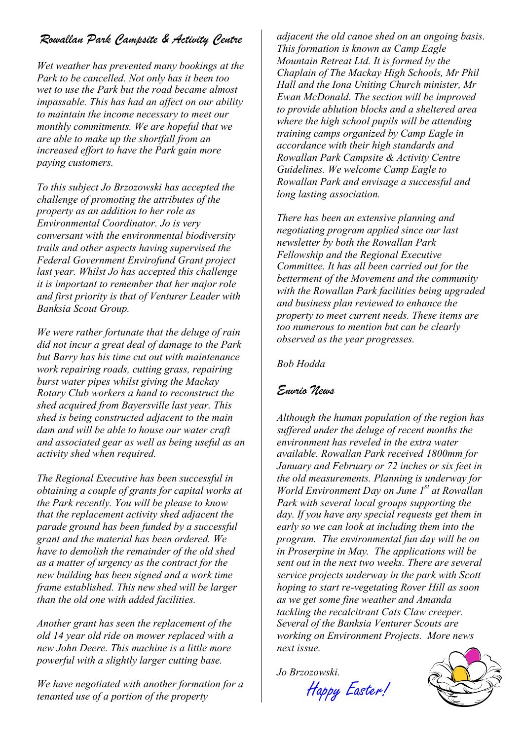## *Rowallan Park Campsite & Activity Centre*

*Wet weather has prevented many bookings at the Park to be cancelled. Not only has it been too wet to use the Park but the road became almost impassable. This has had an affect on our ability to maintain the income necessary to meet our monthly commitments. We are hopeful that we are able to make up the shortfall from an increased effort to have the Park gain more paying customers.*

*To this subject Jo Brzozowski has accepted the challenge of promoting the attributes of the property as an addition to her role as Environmental Coordinator. Jo is very conversant with the environmental biodiversity trails and other aspects having supervised the Federal Government Envirofund Grant project last year. Whilst Jo has accepted this challenge it is important to remember that her major role and first priority is that of Venturer Leader with Banksia Scout Group.*

*We were rather fortunate that the deluge of rain did not incur a great deal of damage to the Park but Barry has his time cut out with maintenance work repairing roads, cutting grass, repairing burst water pipes whilst giving the Mackay Rotary Club workers a hand to reconstruct the shed acquired from Bayersville last year. This shed is being constructed adjacent to the main dam and will be able to house our water craft and associated gear as well as being useful as an activity shed when required.*

*The Regional Executive has been successful in obtaining a couple of grants for capital works at the Park recently. You will be please to know that the replacement activity shed adjacent the parade ground has been funded by a successful grant and the material has been ordered. We have to demolish the remainder of the old shed as a matter of urgency as the contract for the new building has been signed and a work time frame established. This new shed will be larger than the old one with added facilities.*

*Another grant has seen the replacement of the old 14 year old ride on mower replaced with a new John Deere. This machine is a little more powerful with a slightly larger cutting base.*

*We have negotiated with another formation for a tenanted use of a portion of the property adjacent the old canoe shed on an ongoing basis. This formation is known as Camp Eagle Mountain Retreat Ltd. It is formed by the Chaplain of The Mackay High Schools, Mr Phil Hall and the Iona Uniting Church minister, Mr Ewan McDonald. The section will be improved to provide ablution blocks and a sheltered area where the high school pupils will be attending training camps organized by Camp Eagle in accordance with their high standards and Rowallan Park Campsite & Activity Centre Guidelines. We welcome Camp Eagle to Rowallan Park and envisage a successful and long lasting association.*

*There has been an extensive planning and negotiating program applied since our last newsletter by both the Rowallan Park Fellowship and the Regional Executive Committee. It has all been carried out for the betterment of the Movement and the community with the Rowallan Park facilities being upgraded and business plan reviewed to enhance the property to meet current needs. These items are too numerous to mention but can be clearly observed as the year progresses.*

*Bob Hodda*

## *Envrio News*

*Although the human population of the region has suffered under the deluge of recent months the environment has reveled in the extra water available. Rowallan Park received 1800mm for January and February or 72 inches or six feet in the old measurements. Planning is underway for World Environment Day on June 1st at Rowallan Park with several local groups supporting the day. If you have any special requests get them in early so we can look at including them into the program. The environmental fun day will be on in Proserpine in May. The applications will be sent out in the next two weeks. There are several service projects underway in the park with Scott hoping to start re-vegetating Rover Hill as soon as we get some fine weather and Amanda tackling the recalcitrant Cats Claw creeper. Several of the Banksia Venturer Scouts are working on Environment Projects. More news next issue.*

*Jo Brzozowski.*

*Happy Easter!*